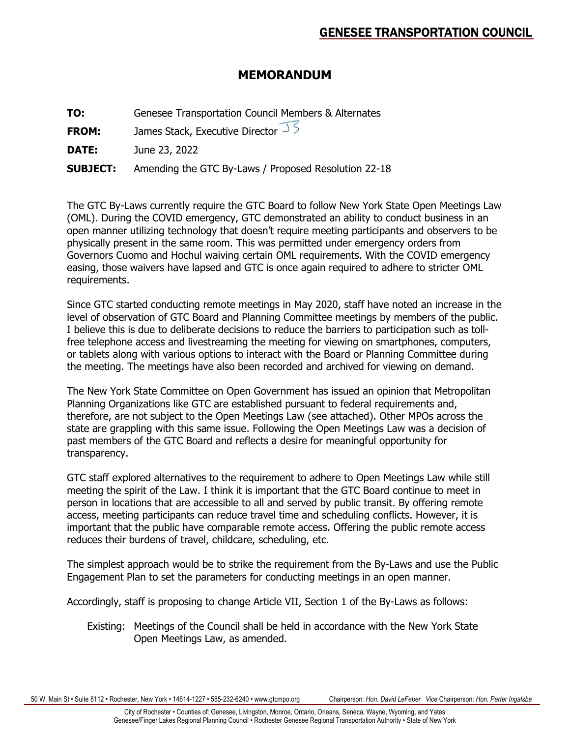**GENESEE TRANSPORTATION COUNCIL**

# MEMORANDUM

**TO:** Genesee Transportation Council Members & Alternates

**FROM:** James Stack, Executive Director JS

**DATE:** June 23, 2022

**SUBJECT:** Amending the GTC By-Laws / Proposed Resolution 22-18

The GTC By-Laws currently require the GTC Board to follow New York State Open Meetings Law (OML). During the COVID emergency, GTC demonstrated an ability to conduct business in an open manner utilizing technology that doesn't require meeting participants and observers to be physically present in the same room. This was permitted under emergency orders from Governors Cuomo and Hochul waiving certain OML requirements. With the COVID emergency easing, those waivers have lapsed and GTC is once again required to adhere to stricter OML requirements.

Since GTC started conducting remote meetings in May 2020, staff have noted an increase in the level of observation of GTC Board and Planning Committee meetings by members of the public. I believe this is due to deliberate decisions to reduce the barriers to participation such as toll-free telephone access and livestreaming the meeting for viewing on smartphones, computers, or tablets along with various options to interact with the Board or Planning Committee during the meeting. The meetings have also been recorded and archived for viewing on demand.

The New York State Committee on Open Government has issued an opinion that Metropolitan Planning Organizations like GTC are established pursuant to federal requirements and, therefore, are not subject to the Open Meetings Law (see attached). Other MPOs across the state are grappling with this same issue. Following the Open Meetings Law was a decision of past members of the GTC Board and reflects a desire for meaningful opportunity for transparency.

GTC staff explored alternatives to the requirement to adhere to Open Meetings Law while still meeting the spirit of the Law. I think it is important that the GTC Board continue to meet in person in locations that are accessible to all and served by public transit. By offering remote access, meeting participants can reduce travel time and scheduling conflicts. However, it is important that the public have comparable remote access. Offering the public remote access reduces their burdens of travel, childcare, scheduling, etc.

The simplest approach would be to strike the requirement from the By-Laws and use the Public Engagement Plan to set the parameters for conducting meetings in an open manner.

Accordingly, staff is proposing to change Article VII, Section 1 of the By-Laws as follows:

> Existing: Meetings of the Council shall be held in accordance with the New York State Open Meetings Law, as amended.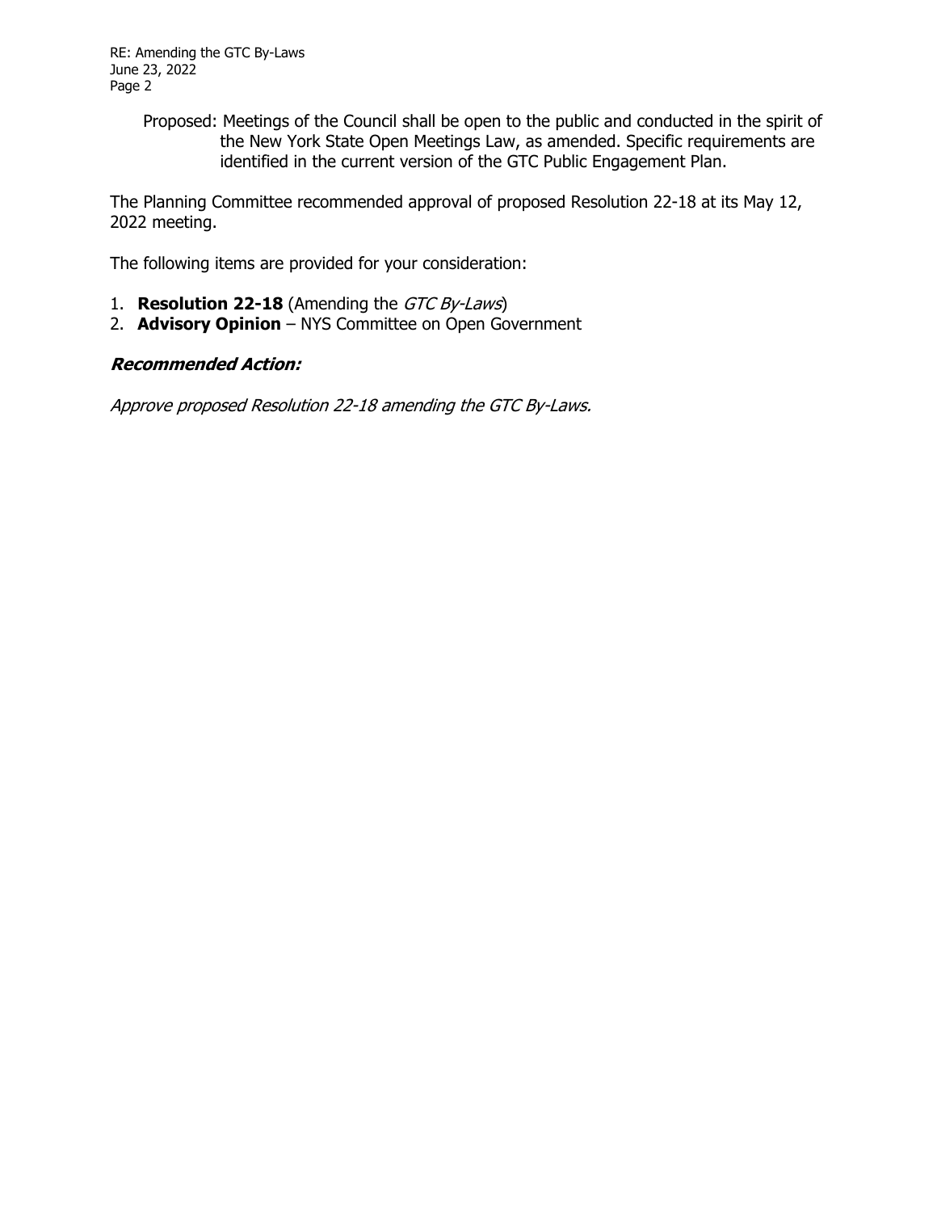Proposed: Meetings of the Council shall be open to the public and conducted in the spirit of the New York State Open Meetings Law, as amended. Specific requirements are identified in the current version of the GTC Public Engagement Plan.

The Planning Committee recommended approval of proposed Resolution 22-18 at its May 12, 2022 meeting.

The following items are provided for your consideration:

1. **Resolution 22-18** (Amending the *GTC By-Laws*)
2. **Advisory Opinion** – NYS Committee on Open Government

***Recommended Action:***

*Approve proposed Resolution 22-18 amending the GTC By-Laws.*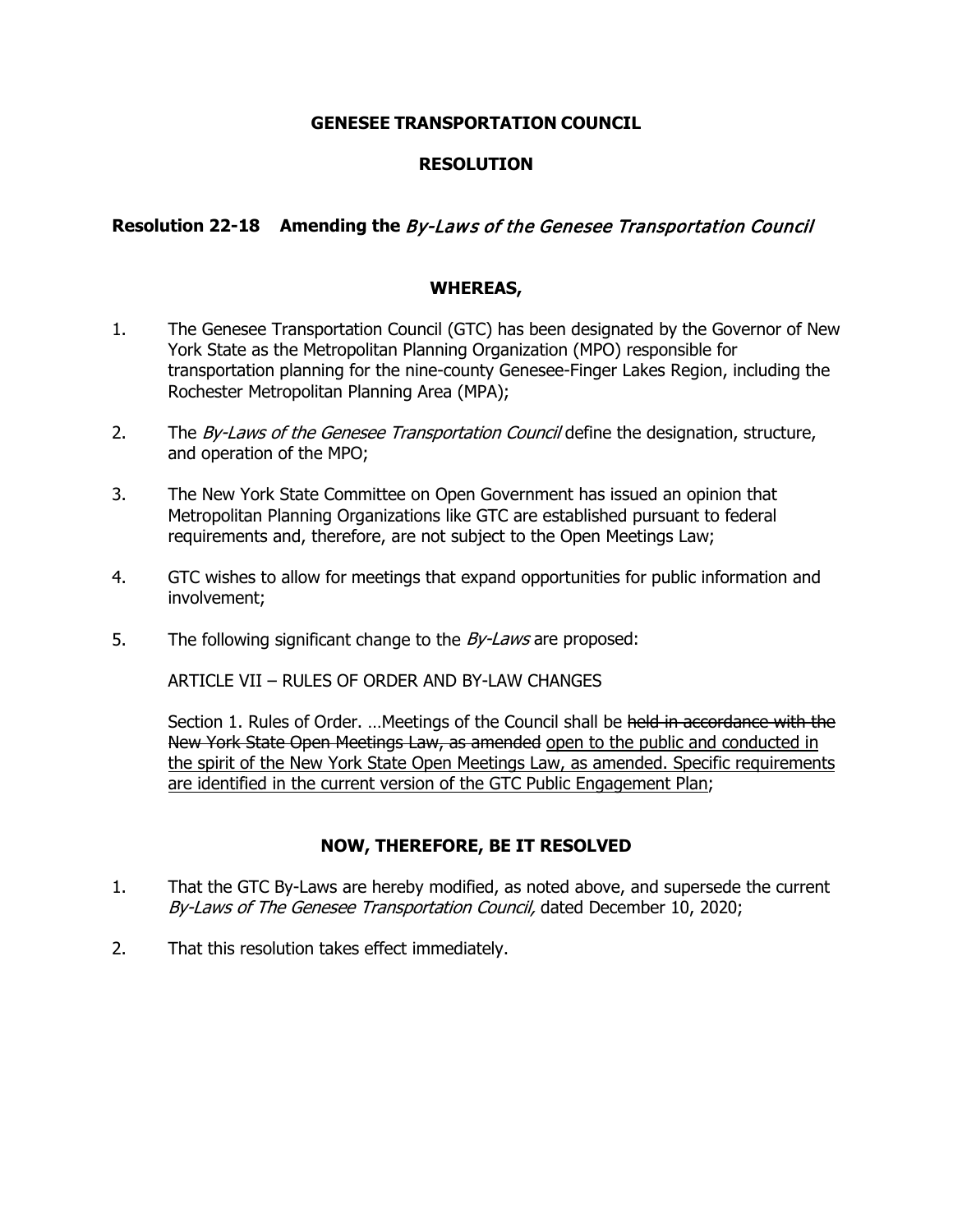**GENESEE TRANSPORTATION COUNCIL**

**RESOLUTION**

**Resolution 22-18 Amending the** ***By-Laws of the Genesee Transportation Council***

**WHEREAS,**

1. The Genesee Transportation Council (GTC) has been designated by the Governor of New York State as the Metropolitan Planning Organization (MPO) responsible for transportation planning for the nine-county Genesee-Finger Lakes Region, including the Rochester Metropolitan Planning Area (MPA);

2. The *By-Laws of the Genesee Transportation Council* define the designation, structure, and operation of the MPO;

3. The New York State Committee on Open Government has issued an opinion that Metropolitan Planning Organizations like GTC are established pursuant to federal requirements and, therefore, are not subject to the Open Meetings Law;

4. GTC wishes to allow for meetings that expand opportunities for public information and involvement;

5. The following significant change to the *By-Laws* are proposed:

   ARTICLE VII – RULES OF ORDER AND BY-LAW CHANGES

   Section 1. Rules of Order. …Meetings of the Council shall be ~~held in accordance with the New York State Open Meetings Law, as amended~~ <u>open to the public and conducted in the spirit of the New York State Open Meetings Law, as amended. Specific requirements are identified in the current version of the GTC Public Engagement Plan</u>;

**NOW, THEREFORE, BE IT RESOLVED**

1. That the GTC By-Laws are hereby modified, as noted above, and supersede the current *By-Laws of The Genesee Transportation Council,* dated December 10, 2020;

2. That this resolution takes effect immediately.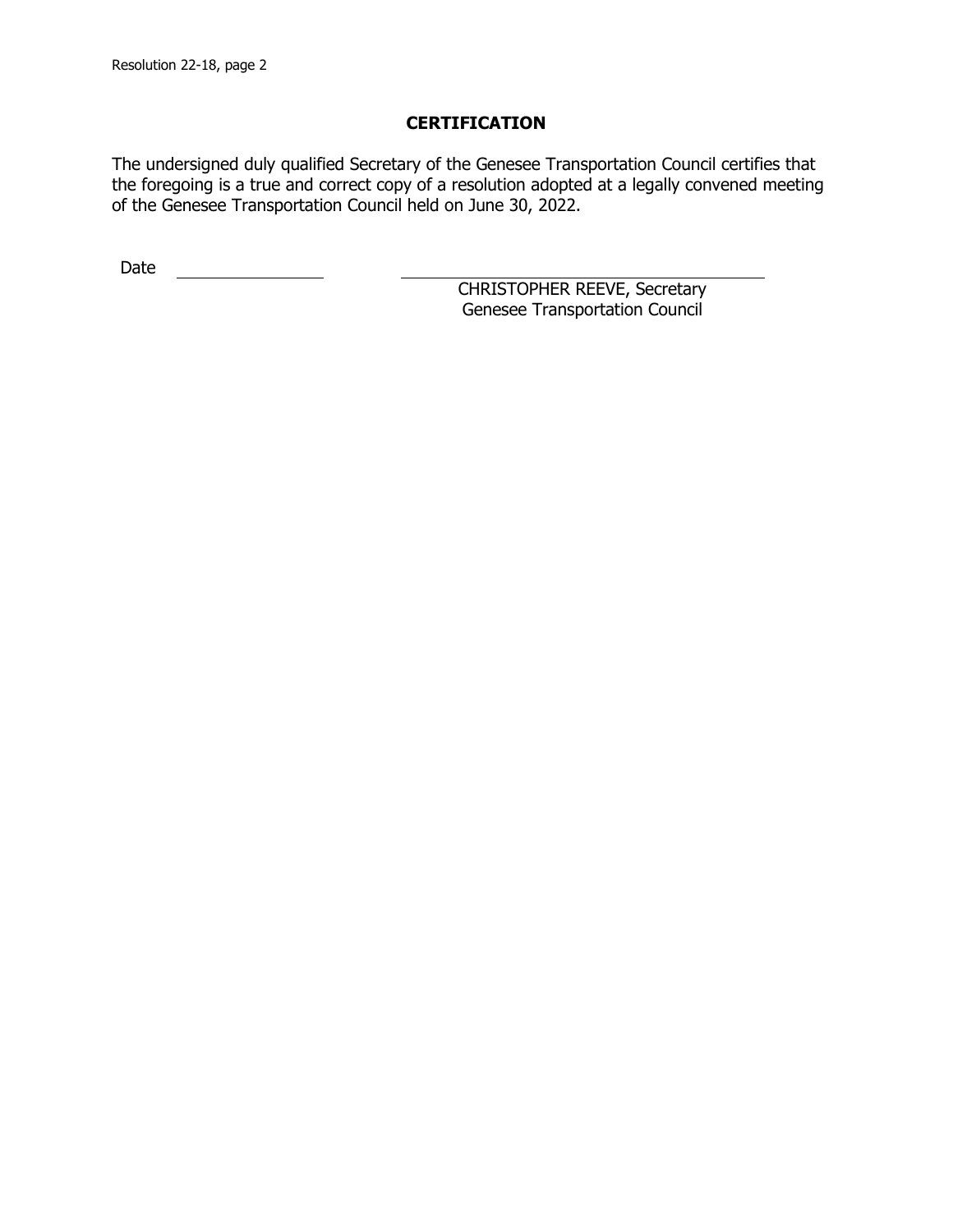## CERTIFICATION

The undersigned duly qualified Secretary of the Genesee Transportation Council certifies that the foregoing is a true and correct copy of a resolution adopted at a legally convened meeting of the Genesee Transportation Council held on June 30, 2022.

Date \_\_\_\_\_\_\_\_\_\_\_\_\_\_\_\_

\_\_\_\_\_\_\_\_\_\_\_\_\_\_\_\_\_\_\_\_\_\_\_\_\_\_\_\_\_\_\_\_\_\_\_\_

CHRISTOPHER REEVE, Secretary
Genesee Transportation Council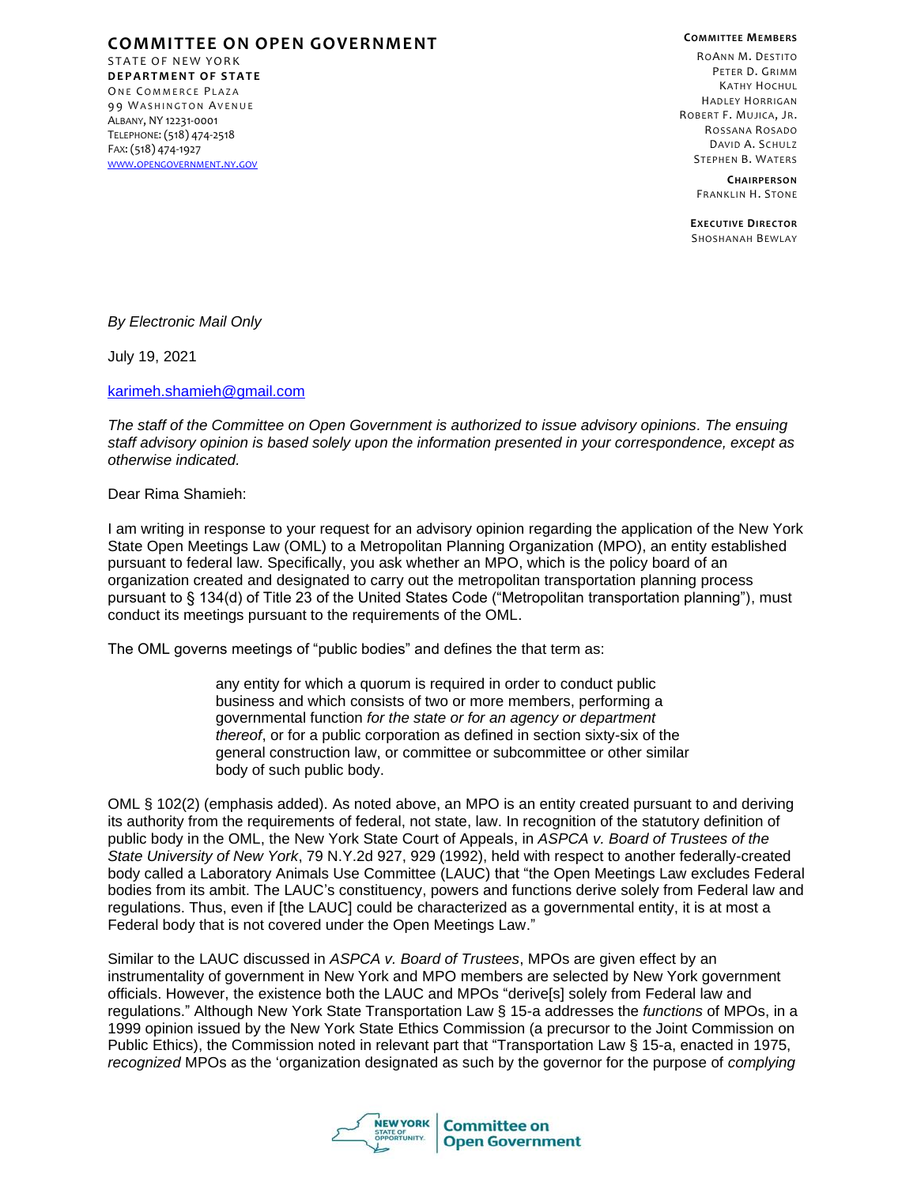**COMMITTEE ON OPEN GOVERNMENT**
STATE OF NEW YORK
**DEPARTMENT OF STATE**
ONE COMMERCE PLAZA
99 WASHINGTON AVENUE
ALBANY, NY 12231-0001
TELEPHONE: (518) 474-2518
FAX: (518) 474-1927
WWW.OPENGOVERNMENT.NY.GOV

**COMMITTEE MEMBERS**
ROANN M. DESTITO
PETER D. GRIMM
KATHY HOCHUL
HADLEY HORRIGAN
ROBERT F. MUJICA, JR.
ROSSANA ROSADO
DAVID A. SCHULZ
STEPHEN B. WATERS

**CHAIRPERSON**
FRANKLIN H. STONE

**EXECUTIVE DIRECTOR**
SHOSHANAH BEWLAY

*By Electronic Mail Only*

July 19, 2021

karimeh.shamieh@gmail.com

*The staff of the Committee on Open Government is authorized to issue advisory opinions. The ensuing staff advisory opinion is based solely upon the information presented in your correspondence, except as otherwise indicated.*

Dear Rima Shamieh:

I am writing in response to your request for an advisory opinion regarding the application of the New York State Open Meetings Law (OML) to a Metropolitan Planning Organization (MPO), an entity established pursuant to federal law. Specifically, you ask whether an MPO, which is the policy board of an organization created and designated to carry out the metropolitan transportation planning process pursuant to § 134(d) of Title 23 of the United States Code ("Metropolitan transportation planning"), must conduct its meetings pursuant to the requirements of the OML.

The OML governs meetings of "public bodies" and defines the that term as:

> any entity for which a quorum is required in order to conduct public business and which consists of two or more members, performing a governmental function *for the state or for an agency or department thereof*, or for a public corporation as defined in section sixty-six of the general construction law, or committee or subcommittee or other similar body of such public body.

OML § 102(2) (emphasis added). As noted above, an MPO is an entity created pursuant to and deriving its authority from the requirements of federal, not state, law. In recognition of the statutory definition of public body in the OML, the New York State Court of Appeals, in *ASPCA v. Board of Trustees of the State University of New York*, 79 N.Y.2d 927, 929 (1992), held with respect to another federally-created body called a Laboratory Animals Use Committee (LAUC) that "the Open Meetings Law excludes Federal bodies from its ambit. The LAUC's constituency, powers and functions derive solely from Federal law and regulations. Thus, even if [the LAUC] could be characterized as a governmental entity, it is at most a Federal body that is not covered under the Open Meetings Law."

Similar to the LAUC discussed in *ASPCA v. Board of Trustees*, MPOs are given effect by an instrumentality of government in New York and MPO members are selected by New York government officials. However, the existence both the LAUC and MPOs "derive[s] solely from Federal law and regulations." Although New York State Transportation Law § 15-a addresses the *functions* of MPOs, in a 1999 opinion issued by the New York State Ethics Commission (a precursor to the Joint Commission on Public Ethics), the Commission noted in relevant part that "Transportation Law § 15-a, enacted in 1975, *recognized* MPOs as the 'organization designated as such by the governor for the purpose of *complying*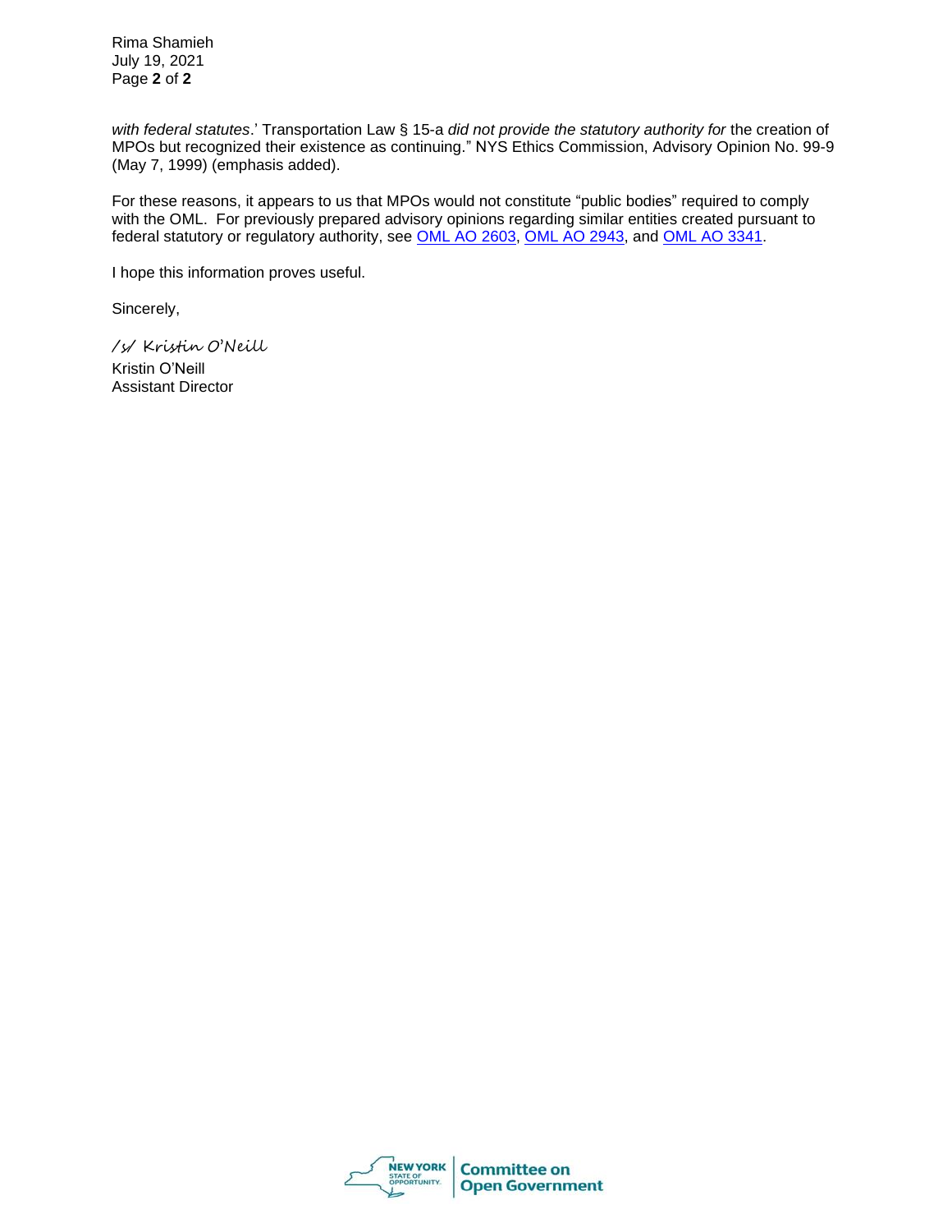*with federal statutes*.' Transportation Law § 15-a *did not provide the statutory authority for* the creation of MPOs but recognized their existence as continuing." NYS Ethics Commission, Advisory Opinion No. 99-9 (May 7, 1999) (emphasis added).

For these reasons, it appears to us that MPOs would not constitute "public bodies" required to comply with the OML. For previously prepared advisory opinions regarding similar entities created pursuant to federal statutory or regulatory authority, see OML AO 2603, OML AO 2943, and OML AO 3341.

I hope this information proves useful.

Sincerely,

/s/ Kristin O'Neill

Kristin O'Neill
Assistant Director